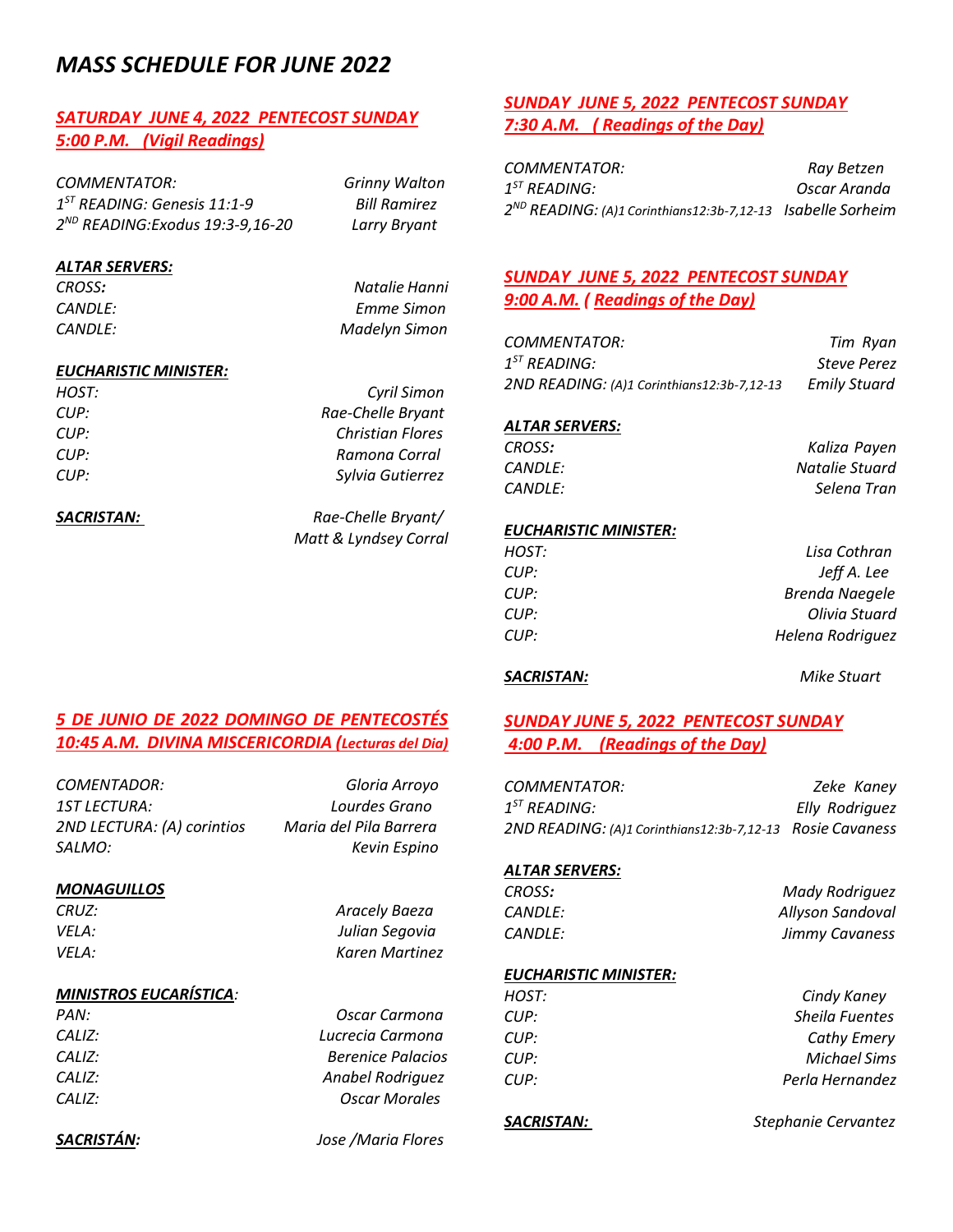# *MASS SCHEDULE FOR JUNE 2022*

## *SATURDAY JUNE 4, 2022 PENTECOST SUNDAY*
## *5:00 P.M. (Vigil Readings)*

*COMMENTATOR:* *Grinny Walton*
*1ST READING: Genesis 11:1-9* *Bill Ramirez*
*2ND READING: Exodus 19:3-9,16-20* *Larry Bryant*

***ALTAR SERVERS:***
*CROSS:* *Natalie Hanni*
*CANDLE:* *Emme Simon*
*CANDLE:* *Madelyn Simon*

***EUCHARISTIC MINISTER:***
*HOST:* *Cyril Simon*
*CUP:* *Rae-Chelle Bryant*
*CUP:* *Christian Flores*
*CUP:* *Ramona Corral*
*CUP:* *Sylvia Gutierrez*

***SACRISTAN:*** *Rae-Chelle Bryant/ Matt & Lyndsey Corral*

## *SUNDAY JUNE 5, 2022 PENTECOST SUNDAY*
## *7:30 A.M. ( Readings of the Day)*

*COMMENTATOR:* *Ray Betzen*
*1ST READING:* *Oscar Aranda*
*2ND READING: (A)1 Corinthians12:3b-7,12-13* *Isabelle Sorheim*

## *SUNDAY JUNE 5, 2022 PENTECOST SUNDAY*
## *9:00 A.M. ( Readings of the Day)*

*COMMENTATOR:* *Tim Ryan*
*1ST READING:* *Steve Perez*
*2ND READING: (A)1 Corinthians12:3b-7,12-13* *Emily Stuard*

***ALTAR SERVERS:***
*CROSS:* *Kaliza Payen*
*CANDLE:* *Natalie Stuard*
*CANDLE:* *Selena Tran*

***EUCHARISTIC MINISTER:***
*HOST:* *Lisa Cothran*
*CUP:* *Jeff A. Lee*
*CUP:* *Brenda Naegele*
*CUP:* *Olivia Stuard*
*CUP:* *Helena Rodriguez*

***SACRISTAN:*** *Mike Stuart*

## *5 DE JUNIO DE 2022 DOMINGO DE PENTECOSTÉS*
## *10:45 A.M. DIVINA MISCERICORDIA (Lecturas del Dia)*

*COMENTADOR:* *Gloria Arroyo*
*1ST LECTURA:* *Lourdes Grano*
*2ND LECTURA: (A) corintios* *Maria del Pila Barrera*
*SALMO:* *Kevin Espino*

***MONAGUILLOS***
*CRUZ:* *Aracely Baeza*
*VELA:* *Julian Segovia*
*VELA:* *Karen Martinez*

***MINISTROS EUCARÍSTICA:***
*PAN:* *Oscar Carmona*
*CALIZ:* *Lucrecia Carmona*
*CALIZ:* *Berenice Palacios*
*CALIZ:* *Anabel Rodriguez*
*CALIZ:* *Oscar Morales*

***SACRISTÁN:*** *Jose /Maria Flores*

## *SUNDAY JUNE 5, 2022 PENTECOST SUNDAY*
## *4:00 P.M. (Readings of the Day)*

*COMMENTATOR:* *Zeke Kaney*
*1ST READING:* *Elly Rodriguez*
*2ND READING: (A)1 Corinthians12:3b-7,12-13* *Rosie Cavaness*

***ALTAR SERVERS:***
*CROSS:* *Mady Rodriguez*
*CANDLE:* *Allyson Sandoval*
*CANDLE:* *Jimmy Cavaness*

***EUCHARISTIC MINISTER:***
*HOST:* *Cindy Kaney*
*CUP:* *Sheila Fuentes*
*CUP:* *Cathy Emery*
*CUP:* *Michael Sims*
*CUP:* *Perla Hernandez*

***SACRISTAN:*** *Stephanie Cervantez*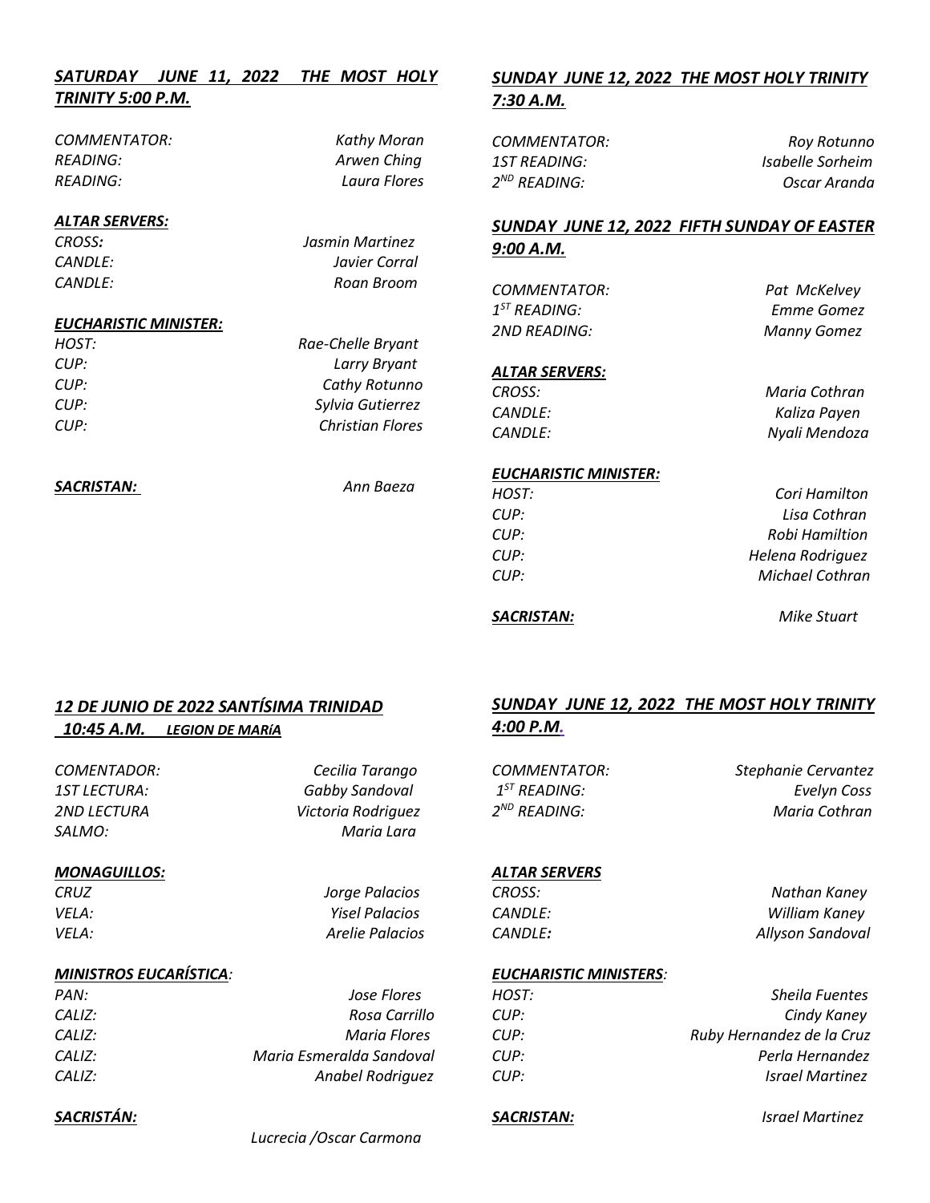## *SATURDAY JUNE 11, 2022 THE MOST HOLY TRINITY 5:00 P.M.*

*COMMENTATOR:* *Kathy Moran*
*READING:* *Arwen Ching*
*READING:* *Laura Flores*

***ALTAR SERVERS:***

*CROSS:* *Jasmin Martinez*
*CANDLE:* *Javier Corral*
*CANDLE:* *Roan Broom*

***EUCHARISTIC MINISTER:***

*HOST:* *Rae-Chelle Bryant*
*CUP:* *Larry Bryant*
*CUP:* *Cathy Rotunno*
*CUP:* *Sylvia Gutierrez*
*CUP:* *Christian Flores*

***SACRISTAN:*** *Ann Baeza*

## *SUNDAY JUNE 12, 2022 THE MOST HOLY TRINITY 7:30 A.M.*

*COMMENTATOR:* *Roy Rotunno*
*1ST READING:* *Isabelle Sorheim*
*2ND READING:* *Oscar Aranda*

## *SUNDAY JUNE 12, 2022 FIFTH SUNDAY OF EASTER 9:00 A.M.*

*COMMENTATOR:* *Pat McKelvey*
*1ST READING:* *Emme Gomez*
*2ND READING:* *Manny Gomez*

***ALTAR SERVERS:***

*CROSS:* *Maria Cothran*
*CANDLE:* *Kaliza Payen*
*CANDLE:* *Nyali Mendoza*

***EUCHARISTIC MINISTER:***

*HOST:* *Cori Hamilton*
*CUP:* *Lisa Cothran*
*CUP:* *Robi Hamiltion*
*CUP:* *Helena Rodriguez*
*CUP:* *Michael Cothran*

***SACRISTAN:*** *Mike Stuart*

## *12 DE JUNIO DE 2022 SANTÍSIMA TRINIDAD 10:45 A.M. LEGION DE MARíA*

*COMENTADOR:* *Cecilia Tarango*
*1ST LECTURA:* *Gabby Sandoval*
*2ND LECTURA* *Victoria Rodriguez*
*SALMO:* *Maria Lara*

***MONAGUILLOS:***

*CRUZ* *Jorge Palacios*
*VELA:* *Yisel Palacios*
*VELA:* *Arelie Palacios*

***MINISTROS EUCARÍSTICA:***

*PAN:* *Jose Flores*
*CALIZ:* *Rosa Carrillo*
*CALIZ:* *Maria Flores*
*CALIZ:* *Maria Esmeralda Sandoval*
*CALIZ:* *Anabel Rodriguez*

***SACRISTÁN:*** *Lucrecia /Oscar Carmona*

## *SUNDAY JUNE 12, 2022 THE MOST HOLY TRINITY 4:00 P.M.*

*COMMENTATOR:* *Stephanie Cervantez*
*1ST READING:* *Evelyn Coss*
*2ND READING:* *Maria Cothran*

***ALTAR SERVERS***

*CROSS:* *Nathan Kaney*
*CANDLE:* *William Kaney*
*CANDLE:* *Allyson Sandoval*

***EUCHARISTIC MINISTERS:***

*HOST:* *Sheila Fuentes*
*CUP:* *Cindy Kaney*
*CUP:* *Ruby Hernandez de la Cruz*
*CUP:* *Perla Hernandez*
*CUP:* *Israel Martinez*

***SACRISTAN:*** *Israel Martinez*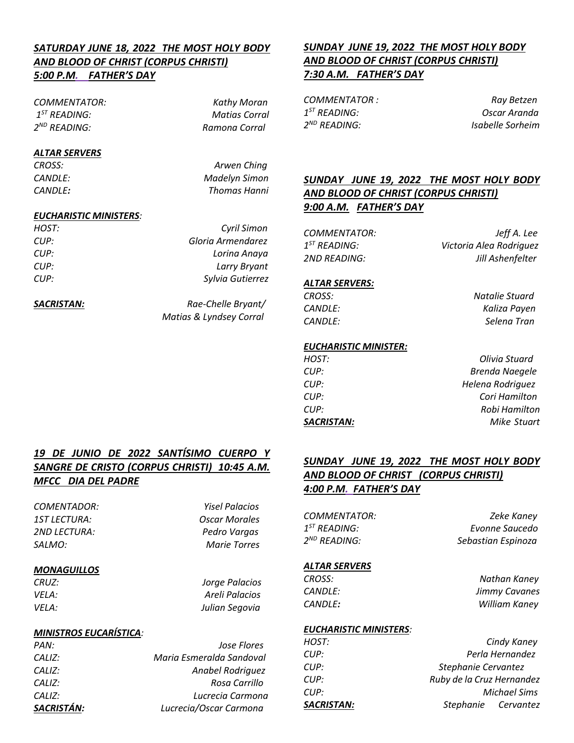***SATURDAY JUNE 18, 2022 THE MOST HOLY BODY AND BLOOD OF CHRIST (CORPUS CHRISTI) 5:00 P.M. FATHER'S DAY***

| | |
|---|---|
| *COMMENTATOR:* | *Kathy Moran* |
| *1ST READING:* | *Matias Corral* |
| *2ND READING:* | *Ramona Corral* |

***ALTAR SERVERS***

| | |
|---|---|
| *CROSS:* | *Arwen Ching* |
| *CANDLE:* | *Madelyn Simon* |
| *CANDLE:* | *Thomas Hanni* |

***EUCHARISTIC MINISTERS:***

| | |
|---|---|
| *HOST:* | *Cyril Simon* |
| *CUP:* | *Gloria Armendarez* |
| *CUP:* | *Lorina Anaya* |
| *CUP:* | *Larry Bryant* |
| *CUP:* | *Sylvia Gutierrez* |

***SACRISTAN:*** *Rae-Chelle Bryant/ Matias & Lyndsey Corral*

***SUNDAY JUNE 19, 2022 THE MOST HOLY BODY AND BLOOD OF CHRIST (CORPUS CHRISTI) 7:30 A.M. FATHER'S DAY***

| | |
|---|---|
| *COMMENTATOR :* | *Ray Betzen* |
| *1ST READING:* | *Oscar Aranda* |
| *2ND READING:* | *Isabelle Sorheim* |

***SUNDAY JUNE 19, 2022 THE MOST HOLY BODY AND BLOOD OF CHRIST (CORPUS CHRISTI) 9:00 A.M. FATHER'S DAY***

| | |
|---|---|
| *COMMENTATOR:* | *Jeff A. Lee* |
| *1ST READING:* | *Victoria Alea Rodriguez* |
| *2ND READING:* | *Jill Ashenfelter* |

***ALTAR SERVERS:***

| | |
|---|---|
| *CROSS:* | *Natalie Stuard* |
| *CANDLE:* | *Kaliza Payen* |
| *CANDLE:* | *Selena Tran* |

***EUCHARISTIC MINISTER:***

| | |
|---|---|
| *HOST:* | *Olivia Stuard* |
| *CUP:* | *Brenda Naegele* |
| *CUP:* | *Helena Rodriguez* |
| *CUP:* | *Cori Hamilton* |
| *CUP:* | *Robi Hamilton* |
| ***SACRISTAN:*** | *Mike Stuart* |

***19 DE JUNIO DE 2022 SANTÍSIMO CUERPO Y SANGRE DE CRISTO (CORPUS CHRISTI) 10:45 A.M. MFCC DIA DEL PADRE***

| | |
|---|---|
| *COMENTADOR:* | *Yisel Palacios* |
| *1ST LECTURA:* | *Oscar Morales* |
| *2ND LECTURA:* | *Pedro Vargas* |
| *SALMO:* | *Marie Torres* |

***MONAGUILLOS***

| | |
|---|---|
| *CRUZ:* | *Jorge Palacios* |
| *VELA:* | *Areli Palacios* |
| *VELA:* | *Julian Segovia* |

***MINISTROS EUCARÍSTICA:***

| | |
|---|---|
| *PAN:* | *Jose Flores* |
| *CALIZ:* | *Maria Esmeralda Sandoval* |
| *CALIZ:* | *Anabel Rodriguez* |
| *CALIZ:* | *Rosa Carrillo* |
| *CALIZ:* | *Lucrecia Carmona* |
| ***SACRISTÁN:*** | *Lucrecia/Oscar Carmona* |

***SUNDAY JUNE 19, 2022 THE MOST HOLY BODY AND BLOOD OF CHRIST (CORPUS CHRISTI) 4:00 P.M. FATHER'S DAY***

| | |
|---|---|
| *COMMENTATOR:* | *Zeke Kaney* |
| *1ST READING:* | *Evonne Saucedo* |
| *2ND READING:* | *Sebastian Espinoza* |

***ALTAR SERVERS***

| | |
|---|---|
| *CROSS:* | *Nathan Kaney* |
| *CANDLE:* | *Jimmy Cavanes* |
| *CANDLE:* | *William Kaney* |

***EUCHARISTIC MINISTERS:***

| | |
|---|---|
| *HOST:* | *Cindy Kaney* |
| *CUP:* | *Perla Hernandez* |
| *CUP:* | *Stephanie Cervantez* |
| *CUP:* | *Ruby de la Cruz Hernandez* |
| *CUP:* | *Michael Sims* |
| ***SACRISTAN:*** | *Stephanie Cervantez* |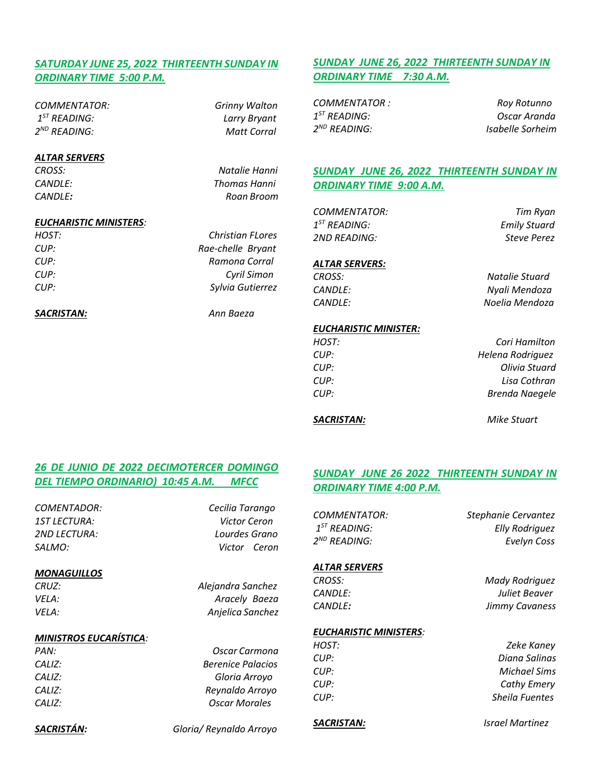***SATURDAY JUNE 25, 2022 THIRTEENTH SUNDAY IN ORDINARY TIME 5:00 P.M.***

| | |
|---|---|
| *COMMENTATOR:* | *Grinny Walton* |
| *1ST READING:* | *Larry Bryant* |
| *2ND READING:* | *Matt Corral* |

***ALTAR SERVERS***

| | |
|---|---|
| *CROSS:* | *Natalie Hanni* |
| *CANDLE:* | *Thomas Hanni* |
| *CANDLE:* | *Roan Broom* |

***EUCHARISTIC MINISTERS:***

| | |
|---|---|
| *HOST:* | *Christian FLores* |
| *CUP:* | *Rae-chelle Bryant* |
| *CUP:* | *Ramona Corral* |
| *CUP:* | *Cyril Simon* |
| *CUP:* | *Sylvia Gutierrez* |

***SACRISTAN:*** *Ann Baeza*

***SUNDAY JUNE 26, 2022 THIRTEENTH SUNDAY IN ORDINARY TIME 7:30 A.M.***

| | |
|---|---|
| *COMMENTATOR :* | *Roy Rotunno* |
| *1ST READING:* | *Oscar Aranda* |
| *2ND READING:* | *Isabelle Sorheim* |

***SUNDAY JUNE 26, 2022 THIRTEENTH SUNDAY IN ORDINARY TIME 9:00 A.M.***

| | |
|---|---|
| *COMMENTATOR:* | *Tim Ryan* |
| *1ST READING:* | *Emily Stuard* |
| *2ND READING:* | *Steve Perez* |

***ALTAR SERVERS:***

| | |
|---|---|
| *CROSS:* | *Natalie Stuard* |
| *CANDLE:* | *Nyali Mendoza* |
| *CANDLE:* | *Noelia Mendoza* |

***EUCHARISTIC MINISTER:***

| | |
|---|---|
| *HOST:* | *Cori Hamilton* |
| *CUP:* | *Helena Rodriguez* |
| *CUP:* | *Olivia Stuard* |
| *CUP:* | *Lisa Cothran* |
| *CUP:* | *Brenda Naegele* |

***SACRISTAN:*** *Mike Stuart*

***26 DE JUNIO DE 2022 DECIMOTERCER DOMINGO DEL TIEMPO ORDINARIO) 10:45 A.M. MFCC***

| | |
|---|---|
| *COMENTADOR:* | *Cecilia Tarango* |
| *1ST LECTURA:* | *Victor Ceron* |
| *2ND LECTURA:* | *Lourdes Grano* |
| *SALMO:* | *Victor Ceron* |

***MONAGUILLOS***

| | |
|---|---|
| *CRUZ:* | *Alejandra Sanchez* |
| *VELA:* | *Aracely Baeza* |
| *VELA:* | *Anjelica Sanchez* |

***MINISTROS EUCARÍSTICA:***

| | |
|---|---|
| *PAN:* | *Oscar Carmona* |
| *CALIZ:* | *Berenice Palacios* |
| *CALIZ:* | *Gloria Arroyo* |
| *CALIZ:* | *Reynaldo Arroyo* |
| *CALIZ:* | *Oscar Morales* |

***SACRISTÁN:*** *Gloria/ Reynaldo Arroyo*

***SUNDAY JUNE 26 2022 THIRTEENTH SUNDAY IN ORDINARY TIME 4:00 P.M.***

| | |
|---|---|
| *COMMENTATOR:* | *Stephanie Cervantez* |
| *1ST READING:* | *Elly Rodriguez* |
| *2ND READING:* | *Evelyn Coss* |

***ALTAR SERVERS***

| | |
|---|---|
| *CROSS:* | *Mady Rodriguez* |
| *CANDLE:* | *Juliet Beaver* |
| *CANDLE:* | *Jimmy Cavaness* |

***EUCHARISTIC MINISTERS:***

| | |
|---|---|
| *HOST:* | *Zeke Kaney* |
| *CUP:* | *Diana Salinas* |
| *CUP:* | *Michael Sims* |
| *CUP:* | *Cathy Emery* |
| *CUP:* | *Sheila Fuentes* |

***SACRISTAN:*** *Israel Martinez*